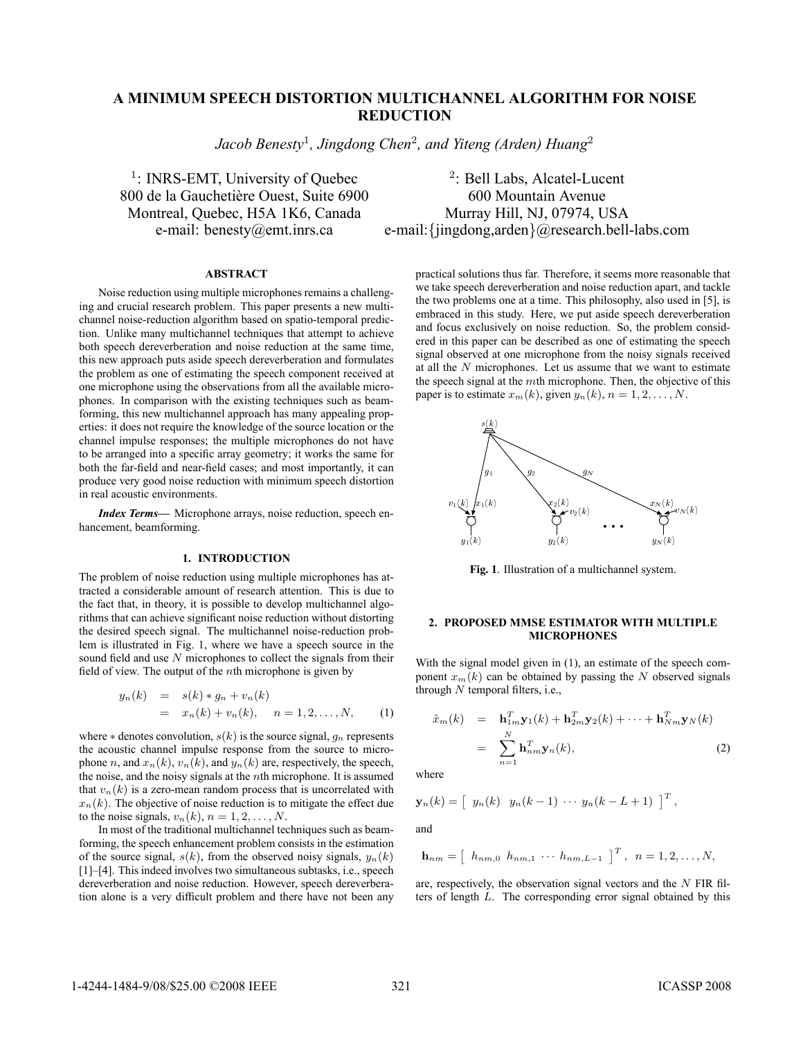# A MINIMUM SPEECH DISTORTION MULTICHANNEL ALGORITHM FOR NOISE REDUCTION

*Jacob Benesty*[1], *Jingdong Chen*[2], *and Yiteng (Arden) Huang*[2]

[1]: INRS-EMT, University of Quebec
800 de la Gauchetière Ouest, Suite 6900
Montreal, Quebec, H5A 1K6, Canada
e-mail: benesty@emt.inrs.ca

[2]: Bell Labs, Alcatel-Lucent
600 Mountain Avenue
Murray Hill, NJ, 07974, USA
e-mail:{jingdong,arden}@research.bell-labs.com

## ABSTRACT

Noise reduction using multiple microphones remains a challenging and crucial research problem. This paper presents a new multichannel noise-reduction algorithm based on spatio-temporal prediction. Unlike many multichannel techniques that attempt to achieve both speech dereverberation and noise reduction at the same time, this new approach puts aside speech dereverberation and formulates the problem as one of estimating the speech component received at one microphone using the observations from all the available microphones. In comparison with the existing techniques such as beamforming, this new multichannel approach has many appealing properties: it does not require the knowledge of the source location or the channel impulse responses; the multiple microphones do not have to be arranged into a specific array geometry; it works the same for both the far-field and near-field cases; and most importantly, it can produce very good noise reduction with minimum speech distortion in real acoustic environments.

***Index Terms*—** Microphone arrays, noise reduction, speech enhancement, beamforming.

## 1. INTRODUCTION

The problem of noise reduction using multiple microphones has attracted a considerable amount of research attention. This is due to the fact that, in theory, it is possible to develop multichannel algorithms that can achieve significant noise reduction without distorting the desired speech signal. The multichannel noise-reduction problem is illustrated in Fig. 1, where we have a speech source in the sound field and use $N$ microphones to collect the signals from their field of view. The output of the $n$th microphone is given by

$$
\begin{aligned}
y_n(k) &= s(k) * g_n + v_n(k) \\
&= x_n(k) + v_n(k), \quad n = 1, 2, \ldots, N, \qquad (1)
\end{aligned}
$$

where $*$ denotes convolution, $s(k)$ is the source signal, $g_n$ represents the acoustic channel impulse response from the source to microphone $n$, and $x_n(k)$, $v_n(k)$, and $y_n(k)$ are, respectively, the speech, the noise, and the noisy signals at the $n$th microphone. It is assumed that $v_n(k)$ is a zero-mean random process that is uncorrelated with $x_n(k)$. The objective of noise reduction is to mitigate the effect due to the noise signals, $v_n(k)$, $n = 1, 2, \ldots, N$.

In most of the traditional multichannel techniques such as beamforming, the speech enhancement problem consists in the estimation of the source signal, $s(k)$, from the observed noisy signals, $y_n(k)$ [1]–[4]. This indeed involves two simultaneous subtasks, i.e., speech dereverberation and noise reduction. However, speech dereverberation alone is a very difficult problem and there have not been any practical solutions thus far. Therefore, it seems more reasonable that we take speech dereverberation and noise reduction apart, and tackle the two problems one at a time. This philosophy, also used in [5], is embraced in this study. Here, we put aside speech dereverberation and focus exclusively on noise reduction. So, the problem considered in this paper can be described as one of estimating the speech signal observed at one microphone from the noisy signals received at all the $N$ microphones. Let us assume that we want to estimate the speech signal at the $m$th microphone. Then, the objective of this paper is to estimate $x_m(k)$, given $y_n(k)$, $n = 1, 2, \ldots, N$.

**Fig. 1**. Illustration of a multichannel system.

## 2. PROPOSED MMSE ESTIMATOR WITH MULTIPLE MICROPHONES

With the signal model given in (1), an estimate of the speech component $x_m(k)$ can be obtained by passing the $N$ observed signals through $N$ temporal filters, i.e.,

$$
\begin{aligned}
\hat{x}_m(k) &= \mathbf{h}_{1m}^T \mathbf{y}_1(k) + \mathbf{h}_{2m}^T \mathbf{y}_2(k) + \cdots + \mathbf{h}_{Nm}^T \mathbf{y}_N(k) \\
&= \sum_{n=1}^{N} \mathbf{h}_{nm}^T \mathbf{y}_n(k), \qquad (2)
\end{aligned}
$$

where

$$
\mathbf{y}_n(k) = \left[ \begin{array}{cccc} y_n(k) & y_n(k-1) & \cdots & y_n(k-L+1) \end{array} \right]^T,
$$

and

$$
\mathbf{h}_{nm} = \left[ \begin{array}{cccc} h_{nm,0} & h_{nm,1} & \cdots & h_{nm,L-1} \end{array} \right]^T, \quad n = 1, 2, \ldots, N,
$$

are, respectively, the observation signal vectors and the $N$ FIR filters of length $L$. The corresponding error signal obtained by this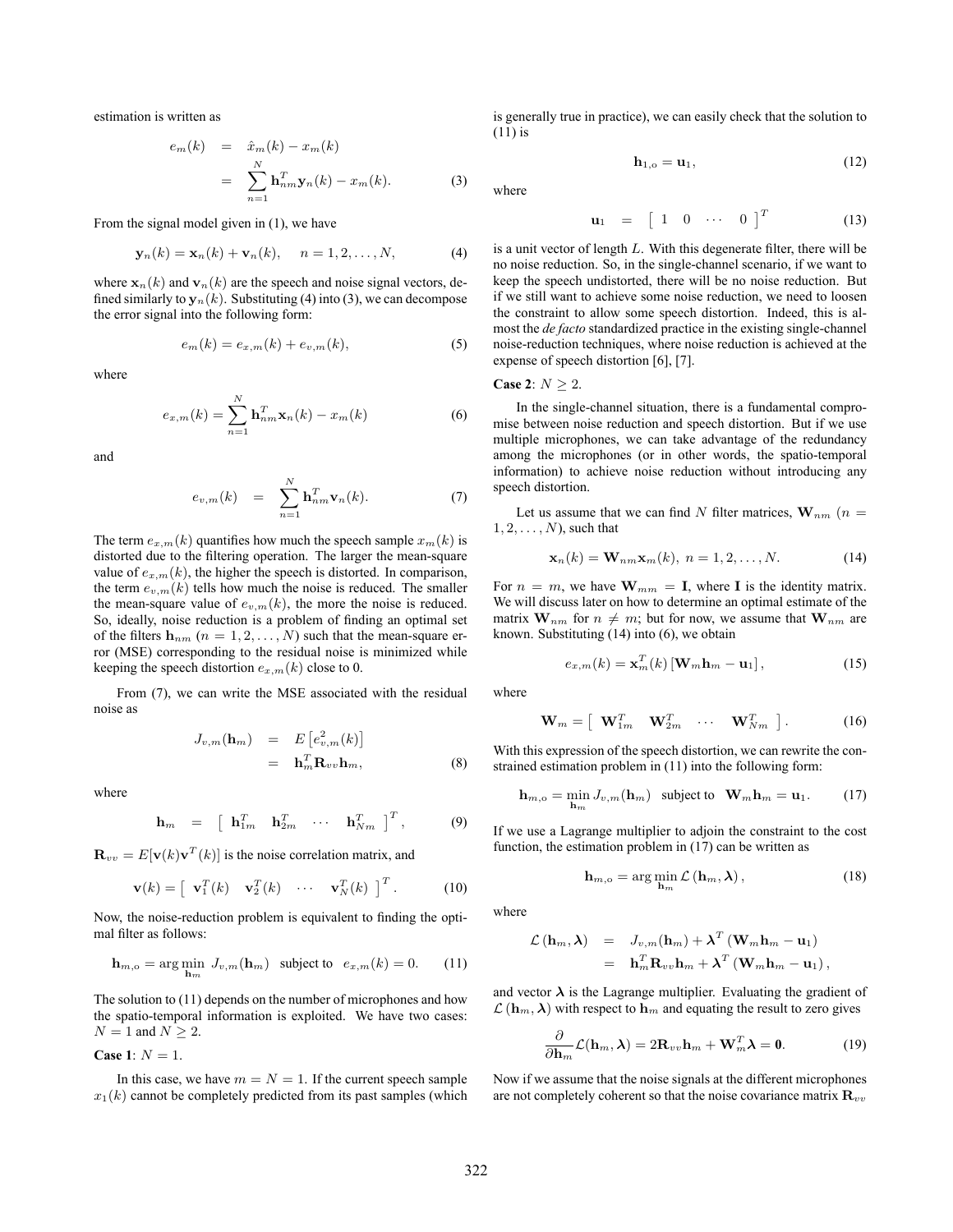estimation is written as

$$
\begin{aligned}
e_m(k) &= \hat{x}_m(k) - x_m(k) \\
&= \sum_{n=1}^{N} \mathbf{h}_{nm}^T \mathbf{y}_n(k) - x_m(k).
\end{aligned} \tag{3}
$$

From the signal model given in (1), we have

$$
\mathbf{y}_n(k) = \mathbf{x}_n(k) + \mathbf{v}_n(k), \quad n = 1, 2, \ldots, N, \tag{4}
$$

where $\mathbf{x}_n(k)$ and $\mathbf{v}_n(k)$ are the speech and noise signal vectors, defined similarly to $\mathbf{y}_n(k)$. Substituting (4) into (3), we can decompose the error signal into the following form:

$$
e_m(k) = e_{x,m}(k) + e_{v,m}(k), \tag{5}
$$

where

$$
e_{x,m}(k) = \sum_{n=1}^{N} \mathbf{h}_{nm}^T \mathbf{x}_n(k) - x_m(k) \tag{6}
$$

and

$$
e_{v,m}(k) = \sum_{n=1}^{N} \mathbf{h}_{nm}^T \mathbf{v}_n(k). \tag{7}
$$

The term $e_{x,m}(k)$ quantifies how much the speech sample $x_m(k)$ is distorted due to the filtering operation. The larger the mean-square value of $e_{x,m}(k)$, the higher the speech is distorted. In comparison, the term $e_{v,m}(k)$ tells how much the noise is reduced. The smaller the mean-square value of $e_{v,m}(k)$, the more the noise is reduced. So, ideally, noise reduction is a problem of finding an optimal set of the filters $\mathbf{h}_{nm}$ $(n = 1, 2, \ldots, N)$ such that the mean-square error (MSE) corresponding to the residual noise is minimized while keeping the speech distortion $e_{x,m}(k)$ close to 0.

From (7), we can write the MSE associated with the residual noise as

$$
\begin{aligned}
J_{v,m}(\mathbf{h}_m) &= E\left[e_{v,m}^2(k)\right] \\
&= \mathbf{h}_m^T \mathbf{R}_{vv} \mathbf{h}_m,
\end{aligned} \tag{8}
$$

where

$$
\mathbf{h}_m = \begin{bmatrix} \mathbf{h}_{1m}^T & \mathbf{h}_{2m}^T & \cdots & \mathbf{h}_{Nm}^T \end{bmatrix}^T, \tag{9}
$$

$\mathbf{R}_{vv} = E[\mathbf{v}(k)\mathbf{v}^T(k)]$ is the noise correlation matrix, and

$$
\mathbf{v}(k) = \begin{bmatrix} \mathbf{v}_1^T(k) & \mathbf{v}_2^T(k) & \cdots & \mathbf{v}_N^T(k) \end{bmatrix}^T. \tag{10}
$$

Now, the noise-reduction problem is equivalent to finding the optimal filter as follows:

$$
\mathbf{h}_{m,\mathrm{o}} = \arg\min_{\mathbf{h}_m} J_{v,m}(\mathbf{h}_m) \quad \text{subject to} \quad e_{x,m}(k) = 0. \tag{11}
$$

The solution to (11) depends on the number of microphones and how the spatio-temporal information is exploited. We have two cases: $N = 1$ and $N \geq 2$.

**Case 1**: $N = 1$.

In this case, we have $m = N = 1$. If the current speech sample $x_1(k)$ cannot be completely predicted from its past samples (which is generally true in practice), we can easily check that the solution to (11) is

$$
\mathbf{h}_{1,\mathrm{o}} = \mathbf{u}_1, \tag{12}
$$

where

$$
\mathbf{u}_1 = \begin{bmatrix} 1 & 0 & \cdots & 0 \end{bmatrix}^T \tag{13}
$$

is a unit vector of length $L$. With this degenerate filter, there will be no noise reduction. So, in the single-channel scenario, if we want to keep the speech undistorted, there will be no noise reduction. But if we still want to achieve some noise reduction, we need to loosen the constraint to allow some speech distortion. Indeed, this is almost the *de facto* standardized practice in the existing single-channel noise-reduction techniques, where noise reduction is achieved at the expense of speech distortion [6], [7].

**Case 2**: $N \geq 2$.

In the single-channel situation, there is a fundamental compromise between noise reduction and speech distortion. But if we use multiple microphones, we can take advantage of the redundancy among the microphones (or in other words, the spatio-temporal information) to achieve noise reduction without introducing any speech distortion.

Let us assume that we can find $N$ filter matrices, $\mathbf{W}_{nm}$ $(n = 1, 2, \ldots, N)$, such that

$$
\mathbf{x}_n(k) = \mathbf{W}_{nm} \mathbf{x}_m(k), \; n = 1, 2, \ldots, N. \tag{14}
$$

For $n = m$, we have $\mathbf{W}_{mm} = \mathbf{I}$, where $\mathbf{I}$ is the identity matrix. We will discuss later on how to determine an optimal estimate of the matrix $\mathbf{W}_{nm}$ for $n \neq m$; but for now, we assume that $\mathbf{W}_{nm}$ are known. Substituting (14) into (6), we obtain

$$
e_{x,m}(k) = \mathbf{x}_m^T(k) \left[\mathbf{W}_m \mathbf{h}_m - \mathbf{u}_1\right], \tag{15}
$$

where

$$
\mathbf{W}_m = \begin{bmatrix} \mathbf{W}_{1m}^T & \mathbf{W}_{2m}^T & \cdots & \mathbf{W}_{Nm}^T \end{bmatrix}. \tag{16}
$$

With this expression of the speech distortion, we can rewrite the constrained estimation problem in (11) into the following form:

$$
\mathbf{h}_{m,\mathrm{o}} = \min_{\mathbf{h}_m} J_{v,m}(\mathbf{h}_m) \quad \text{subject to} \quad \mathbf{W}_m \mathbf{h}_m = \mathbf{u}_1. \tag{17}
$$

If we use a Lagrange multiplier to adjoin the constraint to the cost function, the estimation problem in (17) can be written as

$$
\mathbf{h}_{m,\mathrm{o}} = \arg\min_{\mathbf{h}_m} \mathcal{L}\left(\mathbf{h}_m, \boldsymbol{\lambda}\right), \tag{18}
$$

where

$$
\begin{aligned}
\mathcal{L}\left(\mathbf{h}_m, \boldsymbol{\lambda}\right) &= J_{v,m}(\mathbf{h}_m) + \boldsymbol{\lambda}^T \left(\mathbf{W}_m \mathbf{h}_m - \mathbf{u}_1\right) \\
&= \mathbf{h}_m^T \mathbf{R}_{vv} \mathbf{h}_m + \boldsymbol{\lambda}^T \left(\mathbf{W}_m \mathbf{h}_m - \mathbf{u}_1\right),
\end{aligned}
$$

and vector $\boldsymbol{\lambda}$ is the Lagrange multiplier. Evaluating the gradient of $\mathcal{L}\left(\mathbf{h}_m, \boldsymbol{\lambda}\right)$ with respect to $\mathbf{h}_m$ and equating the result to zero gives

$$
\frac{\partial}{\partial \mathbf{h}_m} \mathcal{L}(\mathbf{h}_m, \boldsymbol{\lambda}) = 2\mathbf{R}_{vv} \mathbf{h}_m + \mathbf{W}_m^T \boldsymbol{\lambda} = \mathbf{0}. \tag{19}
$$

Now if we assume that the noise signals at the different microphones are not completely coherent so that the noise covariance matrix $\mathbf{R}_{vv}$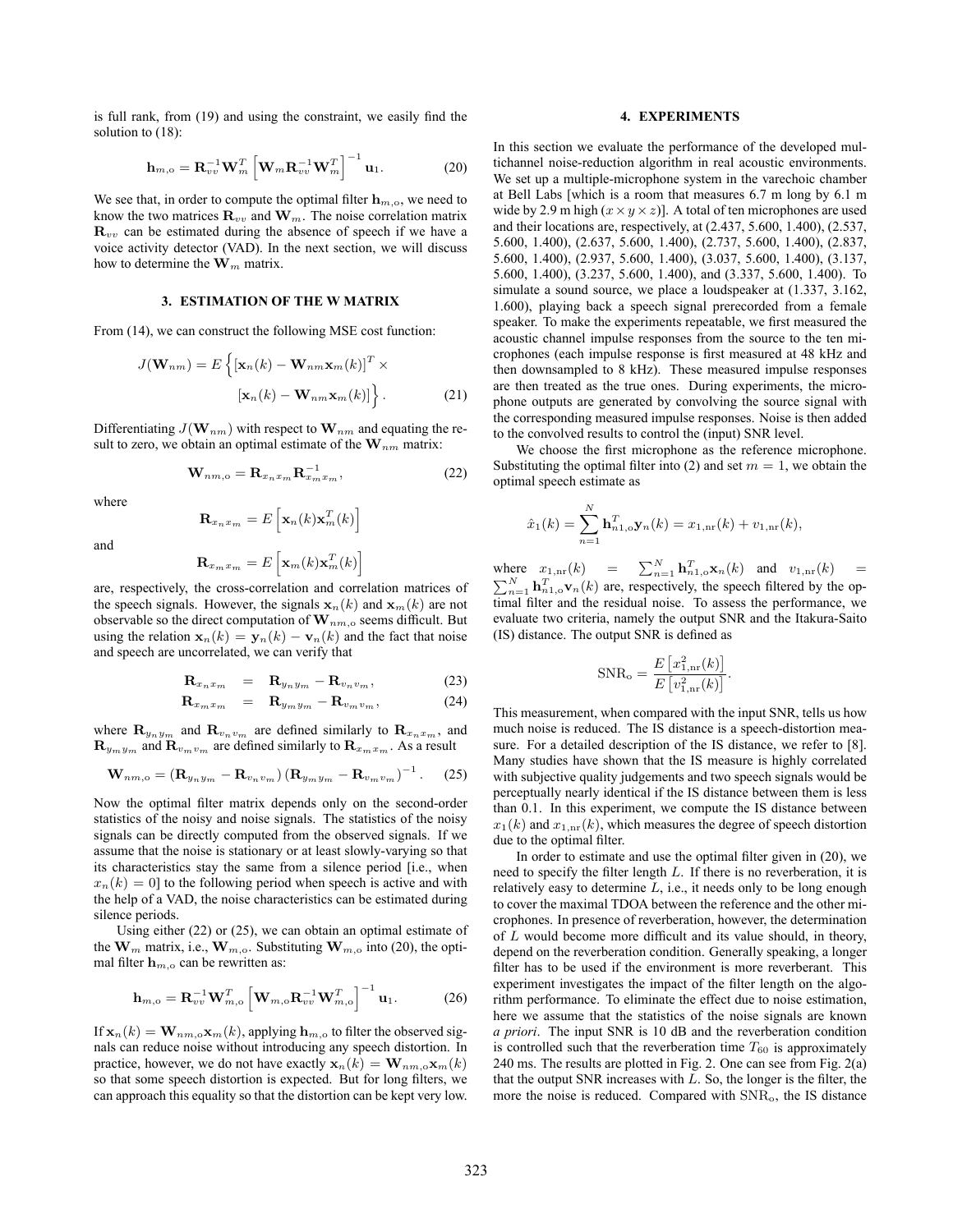is full rank, from (19) and using the constraint, we easily find the solution to (18):

$$\mathbf{h}_{m,\text{o}} = \mathbf{R}_{vv}^{-1}\mathbf{W}_m^T \left[\mathbf{W}_m \mathbf{R}_{vv}^{-1}\mathbf{W}_m^T\right]^{-1} \mathbf{u}_1. \tag{20}$$

We see that, in order to compute the optimal filter $\mathbf{h}_{m,\text{o}}$, we need to know the two matrices $\mathbf{R}_{vv}$ and $\mathbf{W}_m$. The noise correlation matrix $\mathbf{R}_{vv}$ can be estimated during the absence of speech if we have a voice activity detector (VAD). In the next section, we will discuss how to determine the $\mathbf{W}_m$ matrix.

## 3. ESTIMATION OF THE W MATRIX

From (14), we can construct the following MSE cost function:

$$J(\mathbf{W}_{nm}) = E\Big\{\left[\mathbf{x}_n(k) - \mathbf{W}_{nm}\mathbf{x}_m(k)\right]^T \times \left[\mathbf{x}_n(k) - \mathbf{W}_{nm}\mathbf{x}_m(k)\right]\Big\}. \tag{21}$$

Differentiating $J(\mathbf{W}_{nm})$ with respect to $\mathbf{W}_{nm}$ and equating the result to zero, we obtain an optimal estimate of the $\mathbf{W}_{nm}$ matrix:

$$\mathbf{W}_{nm,\text{o}} = \mathbf{R}_{x_n x_m}\mathbf{R}_{x_m x_m}^{-1}, \tag{22}$$

where

$$\mathbf{R}_{x_n x_m} = E\left[\mathbf{x}_n(k)\mathbf{x}_m^T(k)\right]$$

and

$$\mathbf{R}_{x_m x_m} = E\left[\mathbf{x}_m(k)\mathbf{x}_m^T(k)\right]$$

are, respectively, the cross-correlation and correlation matrices of the speech signals. However, the signals $\mathbf{x}_n(k)$ and $\mathbf{x}_m(k)$ are not observable so the direct computation of $\mathbf{W}_{nm,\text{o}}$ seems difficult. But using the relation $\mathbf{x}_n(k) = \mathbf{y}_n(k) - \mathbf{v}_n(k)$ and the fact that noise and speech are uncorrelated, we can verify that

$$\mathbf{R}_{x_n x_m} = \mathbf{R}_{y_n y_m} - \mathbf{R}_{v_n v_m}, \tag{23}$$

$$\mathbf{R}_{x_m x_m} = \mathbf{R}_{y_m y_m} - \mathbf{R}_{v_m v_m}, \tag{24}$$

where $\mathbf{R}_{y_n y_m}$ and $\mathbf{R}_{v_n v_m}$ are defined similarly to $\mathbf{R}_{x_n x_m}$, and $\mathbf{R}_{y_m y_m}$ and $\mathbf{R}_{v_m v_m}$ are defined similarly to $\mathbf{R}_{x_m x_m}$. As a result

$$\mathbf{W}_{nm,\text{o}} = \left(\mathbf{R}_{y_n y_m} - \mathbf{R}_{v_n v_m}\right)\left(\mathbf{R}_{y_m y_m} - \mathbf{R}_{v_m v_m}\right)^{-1}. \tag{25}$$

Now the optimal filter matrix depends only on the second-order statistics of the noisy and noise signals. The statistics of the noisy signals can be directly computed from the observed signals. If we assume that the noise is stationary or at least slowly-varying so that its characteristics stay the same from a silence period [i.e., when $x_n(k) = 0$] to the following period when speech is active and with the help of a VAD, the noise characteristics can be estimated during silence periods.

Using either (22) or (25), we can obtain an optimal estimate of the $\mathbf{W}_m$ matrix, i.e., $\mathbf{W}_{m,\text{o}}$. Substituting $\mathbf{W}_{m,\text{o}}$ into (20), the optimal filter $\mathbf{h}_{m,\text{o}}$ can be rewritten as:

$$\mathbf{h}_{m,\text{o}} = \mathbf{R}_{vv}^{-1}\mathbf{W}_{m,\text{o}}^T \left[\mathbf{W}_{m,\text{o}} \mathbf{R}_{vv}^{-1}\mathbf{W}_{m,\text{o}}^T\right]^{-1} \mathbf{u}_1. \tag{26}$$

If $\mathbf{x}_n(k) = \mathbf{W}_{nm,\text{o}}\mathbf{x}_m(k)$, applying $\mathbf{h}_{m,\text{o}}$ to filter the observed signals can reduce noise without introducing any speech distortion. In practice, however, we do not have exactly $\mathbf{x}_n(k) = \mathbf{W}_{nm,\text{o}}\mathbf{x}_m(k)$ so that some speech distortion is expected. But for long filters, we can approach this equality so that the distortion can be kept very low.

## 4. EXPERIMENTS

In this section we evaluate the performance of the developed multichannel noise-reduction algorithm in real acoustic environments. We set up a multiple-microphone system in the varechoic chamber at Bell Labs [which is a room that measures 6.7 m long by 6.1 m wide by 2.9 m high ($x \times y \times z$)]. A total of ten microphones are used and their locations are, respectively, at (2.437, 5.600, 1.400), (2.537, 5.600, 1.400), (2.637, 5.600, 1.400), (2.737, 5.600, 1.400), (2.837, 5.600, 1.400), (2.937, 5.600, 1.400), (3.037, 5.600, 1.400), (3.137, 5.600, 1.400), (3.237, 5.600, 1.400), and (3.337, 5.600, 1.400). To simulate a sound source, we place a loudspeaker at (1.337, 3.162, 1.600), playing back a speech signal prerecorded from a female speaker. To make the experiments repeatable, we first measured the acoustic channel impulse responses from the source to the ten microphones (each impulse response is first measured at 48 kHz and then downsampled to 8 kHz). These measured impulse responses are then treated as the true ones. During experiments, the microphone outputs are generated by convolving the source signal with the corresponding measured impulse responses. Noise is then added to the convolved results to control the (input) SNR level.

We choose the first microphone as the reference microphone. Substituting the optimal filter into (2) and set $m = 1$, we obtain the optimal speech estimate as

$$\hat{x}_1(k) = \sum_{n=1}^{N} \mathbf{h}_{n1,\text{o}}^T \mathbf{y}_n(k) = x_{1,\text{nr}}(k) + v_{1,\text{nr}}(k),$$

where $x_{1,\text{nr}}(k) = \sum_{n=1}^{N} \mathbf{h}_{n1,\text{o}}^T \mathbf{x}_n(k)$ and $v_{1,\text{nr}}(k) = \sum_{n=1}^{N} \mathbf{h}_{n1,\text{o}}^T \mathbf{v}_n(k)$ are, respectively, the speech filtered by the optimal filter and the residual noise. To assess the performance, we evaluate two criteria, namely the output SNR and the Itakura-Saito (IS) distance. The output SNR is defined as

$$\text{SNR}_\text{o} = \frac{E\left[x_{1,\text{nr}}^2(k)\right]}{E\left[v_{1,\text{nr}}^2(k)\right]}.$$

This measurement, when compared with the input SNR, tells us how much noise is reduced. The IS distance is a speech-distortion measure. For a detailed description of the IS distance, we refer to [8]. Many studies have shown that the IS measure is highly correlated with subjective quality judgements and two speech signals would be perceptually nearly identical if the IS distance between them is less than 0.1. In this experiment, we compute the IS distance between $x_1(k)$ and $x_{1,\text{nr}}(k)$, which measures the degree of speech distortion due to the optimal filter.

In order to estimate and use the optimal filter given in (20), we need to specify the filter length $L$. If there is no reverberation, it is relatively easy to determine $L$, i.e., it needs only to be long enough to cover the maximal TDOA between the reference and the other microphones. In presence of reverberation, however, the determination of $L$ would become more difficult and its value should, in theory, depend on the reverberation condition. Generally speaking, a longer filter has to be used if the environment is more reverberant. This experiment investigates the impact of the filter length on the algorithm performance. To eliminate the effect due to noise estimation, here we assume that the statistics of the noise signals are known *a priori*. The input SNR is 10 dB and the reverberation condition is controlled such that the reverberation time $T_{60}$ is approximately 240 ms. The results are plotted in Fig. 2. One can see from Fig. 2(a) that the output SNR increases with $L$. So, the longer is the filter, the more the noise is reduced. Compared with $\text{SNR}_\text{o}$, the IS distance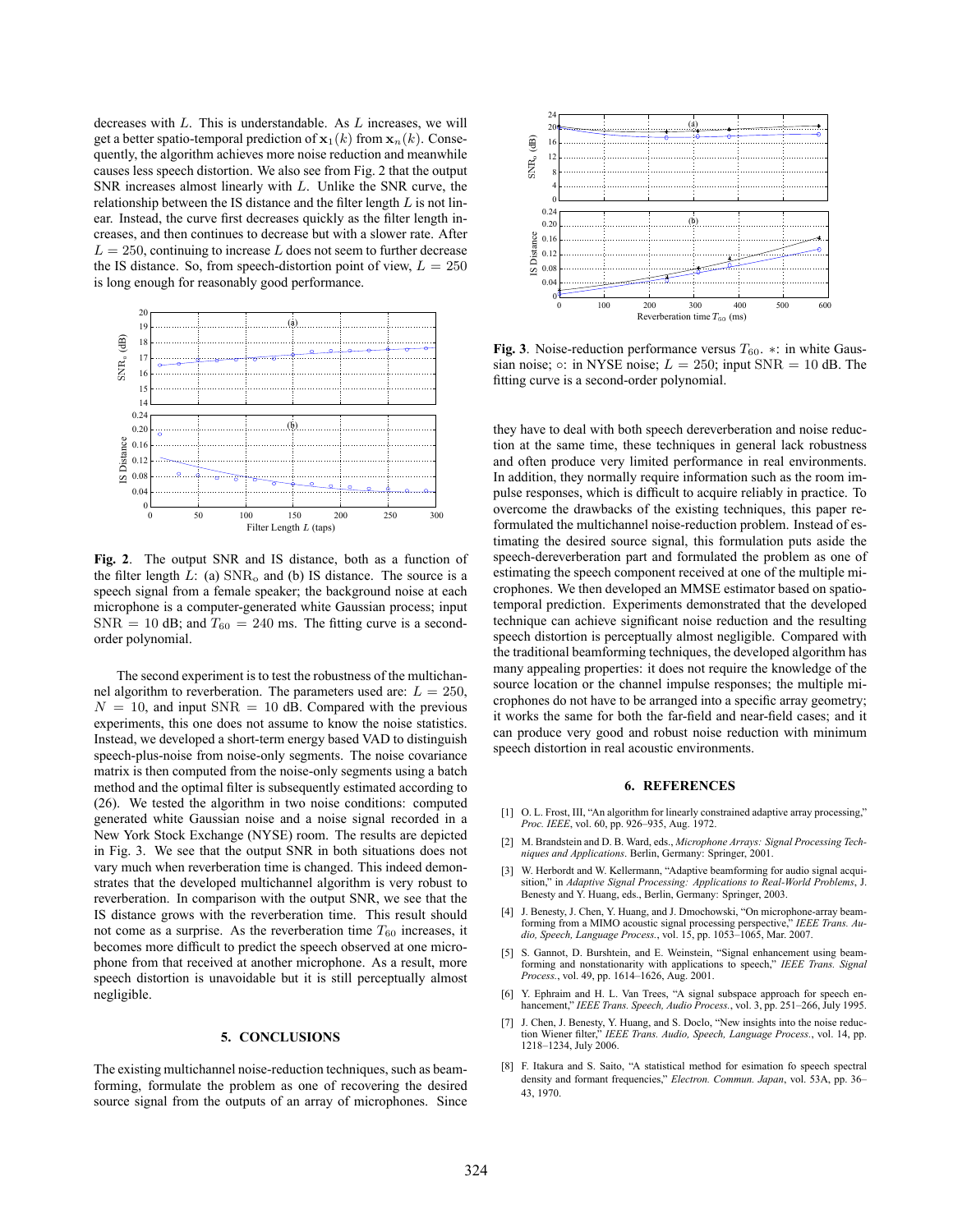decreases with $L$. This is understandable. As $L$ increases, we will get a better spatio-temporal prediction of $\mathbf{x}_1(k)$ from $\mathbf{x}_n(k)$. Consequently, the algorithm achieves more noise reduction and meanwhile causes less speech distortion. We also see from Fig. 2 that the output SNR increases almost linearly with $L$. Unlike the SNR curve, the relationship between the IS distance and the filter length $L$ is not linear. Instead, the curve first decreases quickly as the filter length increases, and then continues to decrease but with a slower rate. After $L = 250$, continuing to increase $L$ does not seem to further decrease the IS distance. So, from speech-distortion point of view, $L = 250$ is long enough for reasonably good performance.

(a)
SNR$_o$ (dB)
20
19
18
17
16
15
14

(b)
IS Distance
0.24
0.20
0.16
0.12
0.08
0.04
0
0 50 100 150 200 250 300
Filter Length $L$ (taps)

**Fig. 2**. The output SNR and IS distance, both as a function of the filter length $L$: (a) $\text{SNR}_\text{o}$ and (b) IS distance. The source is a speech signal from a female speaker; the background noise at each microphone is a computer-generated white Gaussian process; input $\text{SNR} = 10$ dB; and $T_{60} = 240$ ms. The fitting curve is a second-order polynomial.

The second experiment is to test the robustness of the multichannel algorithm to reverberation. The parameters used are: $L = 250$, $N = 10$, and input $\text{SNR} = 10$ dB. Compared with the previous experiments, this one does not assume to know the noise statistics. Instead, we developed a short-term energy based VAD to distinguish speech-plus-noise from noise-only segments. The noise covariance matrix is then computed from the noise-only segments using a batch method and the optimal filter is subsequently estimated according to (26). We tested the algorithm in two noise conditions: computed generated white Gaussian noise and a noise signal recorded in a New York Stock Exchange (NYSE) room. The results are depicted in Fig. 3. We see that the output SNR in both situations does not vary much when reverberation time is changed. This indeed demonstrates that the developed multichannel algorithm is very robust to reverberation. In comparison with the output SNR, we see that the IS distance grows with the reverberation time. This result should not come as a surprise. As the reverberation time $T_{60}$ increases, it becomes more difficult to predict the speech observed at one microphone from that received at another microphone. As a result, more speech distortion is unavoidable but it is still perceptually almost negligible.

## 5. CONCLUSIONS

The existing multichannel noise-reduction techniques, such as beamforming, formulate the problem as one of recovering the desired source signal from the outputs of an array of microphones. Since they have to deal with both speech dereverberation and noise reduction at the same time, these techniques in general lack robustness and often produce very limited performance in real environments. In addition, they normally require information such as the room impulse responses, which is difficult to acquire reliably in practice. To overcome the drawbacks of the existing techniques, this paper reformulated the multichannel noise-reduction problem. Instead of estimating the desired source signal, this formulation puts aside the speech-dereverberation part and formulated the problem as one of estimating the speech component received at one of the multiple microphones. We then developed an MMSE estimator based on spatio-temporal prediction. Experiments demonstrated that the developed technique can achieve significant noise reduction and the resulting speech distortion is perceptually almost negligible. Compared with the traditional beamforming techniques, the developed algorithm has many appealing properties: it does not require the knowledge of the source location or the channel impulse responses; the multiple microphones do not have to be arranged into a specific array geometry; it works the same for both the far-field and near-field cases; and it can produce very good and robust noise reduction with minimum speech distortion in real acoustic environments.

(a)
SNR$_o$ (dB)
24
20
16
12
8
4
0

(b)
IS Distance
0.24
0.20
0.16
0.12
0.08
0.04
0
0 100 200 300 400 500 600
Reverberation time $T_{60}$ (ms)

**Fig. 3**. Noise-reduction performance versus $T_{60}$. $*$: in white Gaussian noise; $\circ$: in NYSE noise; $L = 250$; input $\text{SNR} = 10$ dB. The fitting curve is a second-order polynomial.

## 6. REFERENCES

[1] O. L. Frost, III, "An algorithm for linearly constrained adaptive array processing," *Proc. IEEE*, vol. 60, pp. 926–935, Aug. 1972.

[2] M. Brandstein and D. B. Ward, eds., *Microphone Arrays: Signal Processing Techniques and Applications*. Berlin, Germany: Springer, 2001.

[3] W. Herbordt and W. Kellermann, "Adaptive beamforming for audio signal acquisition," in *Adaptive Signal Processing: Applications to Real-World Problems*, J. Benesty and Y. Huang, eds., Berlin, Germany: Springer, 2003.

[4] J. Benesty, J. Chen, Y. Huang, and J. Dmochowski, "On microphone-array beamforming from a MIMO acoustic signal processing perspective," *IEEE Trans. Audio, Speech, Language Process.*, vol. 15, pp. 1053–1065, Mar. 2007.

[5] S. Gannot, D. Burshtein, and E. Weinstein, "Signal enhancement using beamforming and nonstationarity with applications to speech," *IEEE Trans. Signal Process.*, vol. 49, pp. 1614–1626, Aug. 2001.

[6] Y. Ephraim and H. L. Van Trees, "A signal subspace approach for speech enhancement," *IEEE Trans. Speech, Audio Process.*, vol. 3, pp. 251–266, July 1995.

[7] J. Chen, J. Benesty, Y. Huang, and S. Doclo, "New insights into the noise reduction Wiener filter," *IEEE Trans. Audio, Speech, Language Process.*, vol. 14, pp. 1218–1234, July 2006.

[8] F. Itakura and S. Saito, "A statistical method for esimation fo speech spectral density and formant frequencies," *Electron. Commun. Japan*, vol. 53A, pp. 36–43, 1970.